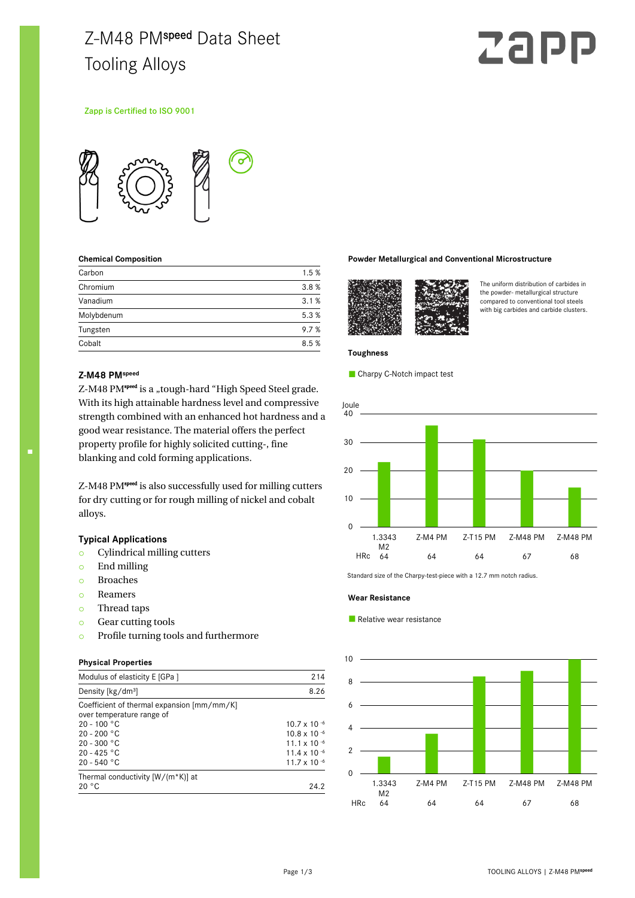# Z-M48 PM$^{speed}$ Data Sheet

## Tooling Alloys

Zapp is Certified to ISO 9001

### Chemical Composition

| Element | % |
|---|---|
| Carbon | 1.5 % |
| Chromium | 3.8 % |
| Vanadium | 3.1 % |
| Molybdenum | 5.3 % |
| Tungsten | 9.7 % |
| Cobalt | 8.5 % |

### Z-M48 PM$^{speed}$

Z-M48 PM$^{speed}$ is a „tough-hard "High Speed Steel grade. With its high attainable hardness level and compressive strength combined with an enhanced hot hardness and a good wear resistance. The material offers the perfect property profile for highly solicited cutting-, fine blanking and cold forming applications.

Z-M48 PM$^{speed}$ is also successfully used for milling cutters for dry cutting or for rough milling of nickel and cobalt alloys.

### Typical Applications

- Cylindrical milling cutters
- End milling
- Broaches
- Reamers
- Thread taps
- Gear cutting tools
- Profile turning tools and furthermore

### Physical Properties

| Property | Value |
|---|---|
| Modulus of elasticity E [GPa ] | 214 |
| Density [kg/dm³] | 8.26 |
| Coefficient of thermal expansion [mm/mm/K] over temperature range of | |
| 20 - 100 °C | $10.7 \times 10^{-6}$ |
| 20 - 200 °C | $10.8 \times 10^{-6}$ |
| 20 - 300 °C | $11.1 \times 10^{-6}$ |
| 20 - 425 °C | $11.4 \times 10^{-6}$ |
| 20 - 540 °C | $11.7 \times 10^{-6}$ |
| Thermal conductivity [W/(m*K)] at 20 °C | 24.2 |

### Powder Metallurgical and Conventional Microstructure

The uniform distribution of carbides in the powder- metallurgical structure compared to conventional tool steels with big carbides and carbide clusters.

### Toughness

Charpy C-Notch impact test

| | 1.3343 M2 | Z-M4 PM | Z-T15 PM | Z-M48 PM | Z-M48 PM |
|---|---|---|---|---|---|
| HRc | 64 | 64 | 64 | 67 | 68 |
| Joule (approx.) | 23 | 36 | 31 | 20 | 14 |

Standard size of the Charpy-test-piece with a 12.7 mm notch radius.

### Wear Resistance

Relative wear resistance

| | 1.3343 M2 | Z-M4 PM | Z-T15 PM | Z-M48 PM | Z-M48 PM |
|---|---|---|---|---|---|
| HRc | 64 | 64 | 64 | 67 | 68 |
| Relative wear resistance (approx.) | 1.5 | 3.5 | 8.5 | 9 | 10 |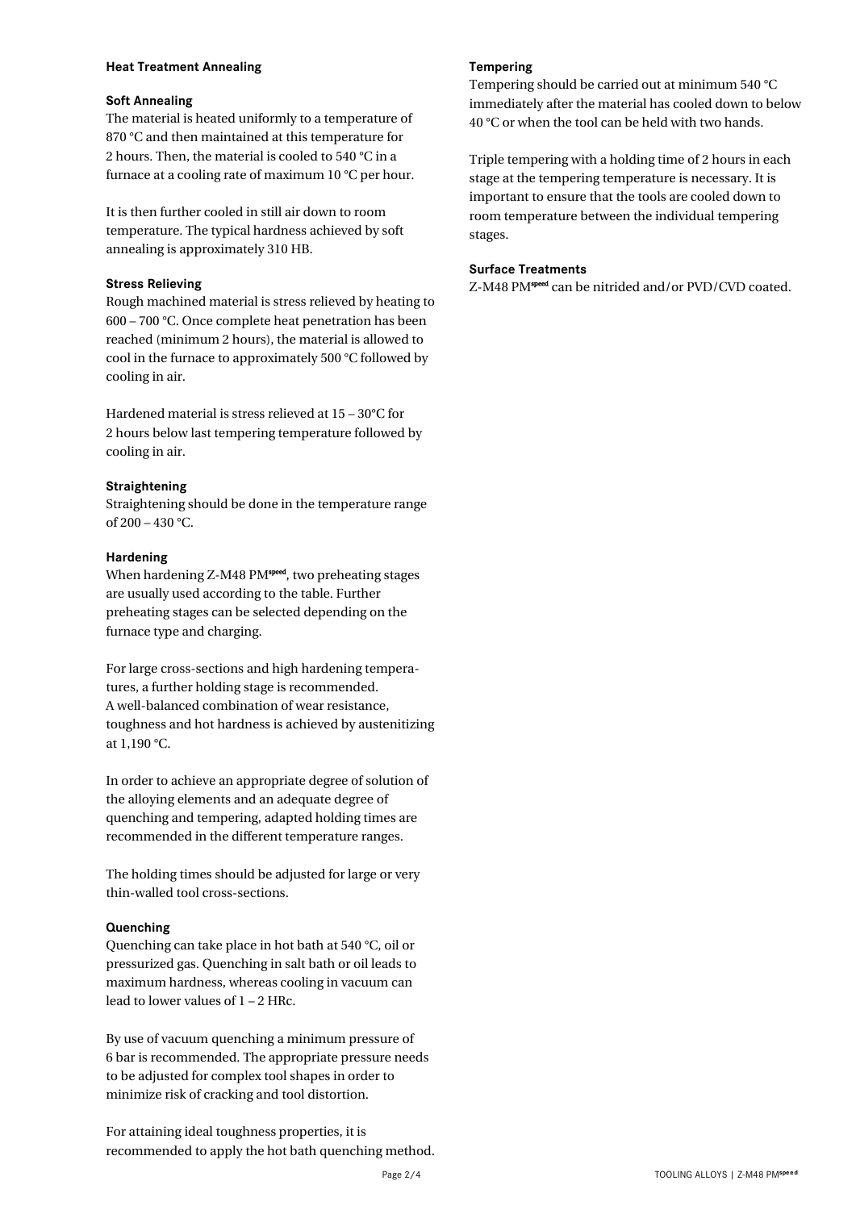## Heat Treatment Annealing

### Soft Annealing

The material is heated uniformly to a temperature of 870 °C and then maintained at this temperature for 2 hours. Then, the material is cooled to 540 °C in a furnace at a cooling rate of maximum 10 °C per hour.

It is then further cooled in still air down to room temperature. The typical hardness achieved by soft annealing is approximately 310 HB.

### Stress Relieving

Rough machined material is stress relieved by heating to 600 – 700 °C. Once complete heat penetration has been reached (minimum 2 hours), the material is allowed to cool in the furnace to approximately 500 °C followed by cooling in air.

Hardened material is stress relieved at 15 – 30°C for 2 hours below last tempering temperature followed by cooling in air.

### Straightening

Straightening should be done in the temperature range of 200 – 430 °C.

### Hardening

When hardening Z-M48 PM[speed], two preheating stages are usually used according to the table. Further preheating stages can be selected depending on the furnace type and charging.

For large cross-sections and high hardening temperatures, a further holding stage is recommended. A well-balanced combination of wear resistance, toughness and hot hardness is achieved by austenitizing at 1,190 °C.

In order to achieve an appropriate degree of solution of the alloying elements and an adequate degree of quenching and tempering, adapted holding times are recommended in the different temperature ranges.

The holding times should be adjusted for large or very thin-walled tool cross-sections.

### Quenching

Quenching can take place in hot bath at 540 °C, oil or pressurized gas. Quenching in salt bath or oil leads to maximum hardness, whereas cooling in vacuum can lead to lower values of 1 – 2 HRc.

By use of vacuum quenching a minimum pressure of 6 bar is recommended. The appropriate pressure needs to be adjusted for complex tool shapes in order to minimize risk of cracking and tool distortion.

For attaining ideal toughness properties, it is recommended to apply the hot bath quenching method.

### Tempering

Tempering should be carried out at minimum 540 °C immediately after the material has cooled down to below 40 °C or when the tool can be held with two hands.

Triple tempering with a holding time of 2 hours in each stage at the tempering temperature is necessary. It is important to ensure that the tools are cooled down to room temperature between the individual tempering stages.

### Surface Treatments

Z-M48 PM[speed] can be nitrided and/or PVD/CVD coated.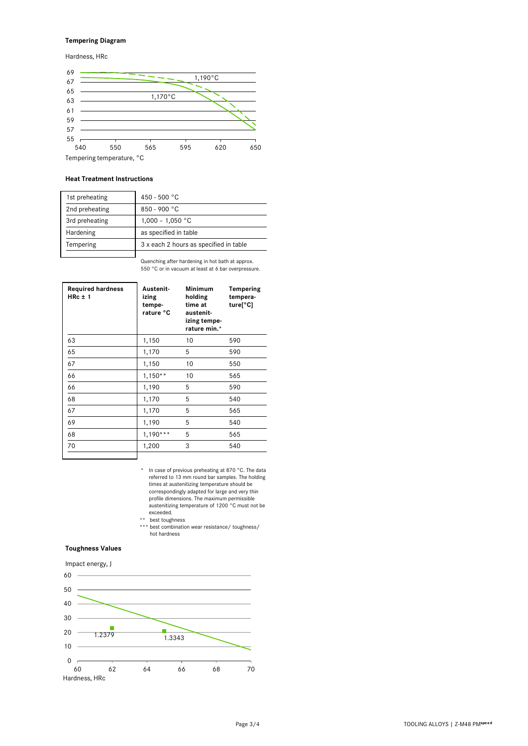### Tempering Diagram

Hardness, HRc

69
67
65
63
61
59
57
55

1,190°C

1,170°C

540 550 565 595 620 650

Tempering temperature, °C

### Heat Treatment Instructions

| | |
|---|---|
| 1st preheating | 450 - 500 °C |
| 2nd preheating | 850 - 900 °C |
| 3rd preheating | 1,000 – 1,050 °C |
| Hardening | as specified in table |
| Tempering | 3 x each 2 hours as specified in table |

Quenching after hardening in hot bath at approx. 550 °C or in vacuum at least at 6 bar overpressure.

| Required hardness HRc ± 1 | Austenitizing temperature °C | Minimum holding time at austenitizing temperature min.* | Tempering temperature[°C] |
|---|---|---|---|
| 63 | 1,150 | 10 | 590 |
| 65 | 1,170 | 5 | 590 |
| 67 | 1,150 | 10 | 550 |
| 66 | 1,150** | 10 | 565 |
| 66 | 1,190 | 5 | 590 |
| 68 | 1,170 | 5 | 540 |
| 67 | 1,170 | 5 | 565 |
| 69 | 1,190 | 5 | 540 |
| 68 | 1,190*** | 5 | 565 |
| 70 | 1,200 | 3 | 540 |

\* In case of previous preheating at 870 °C. The data referred to 13 mm round bar samples. The holding times at austenitizing temperature should be correspondingly adapted for large and very thin profile dimensions. The maximum permissible austenitizing temperature of 1200 °C must not be exceeded.

\*\* best toughness

\*\*\* best combination wear resistance/ toughness/ hot hardness

### Toughness Values

Impact energy, J

60
50
40
30
20
10
0

1.2379

1.3343

60 62 64 66 68 70

Hardness, HRc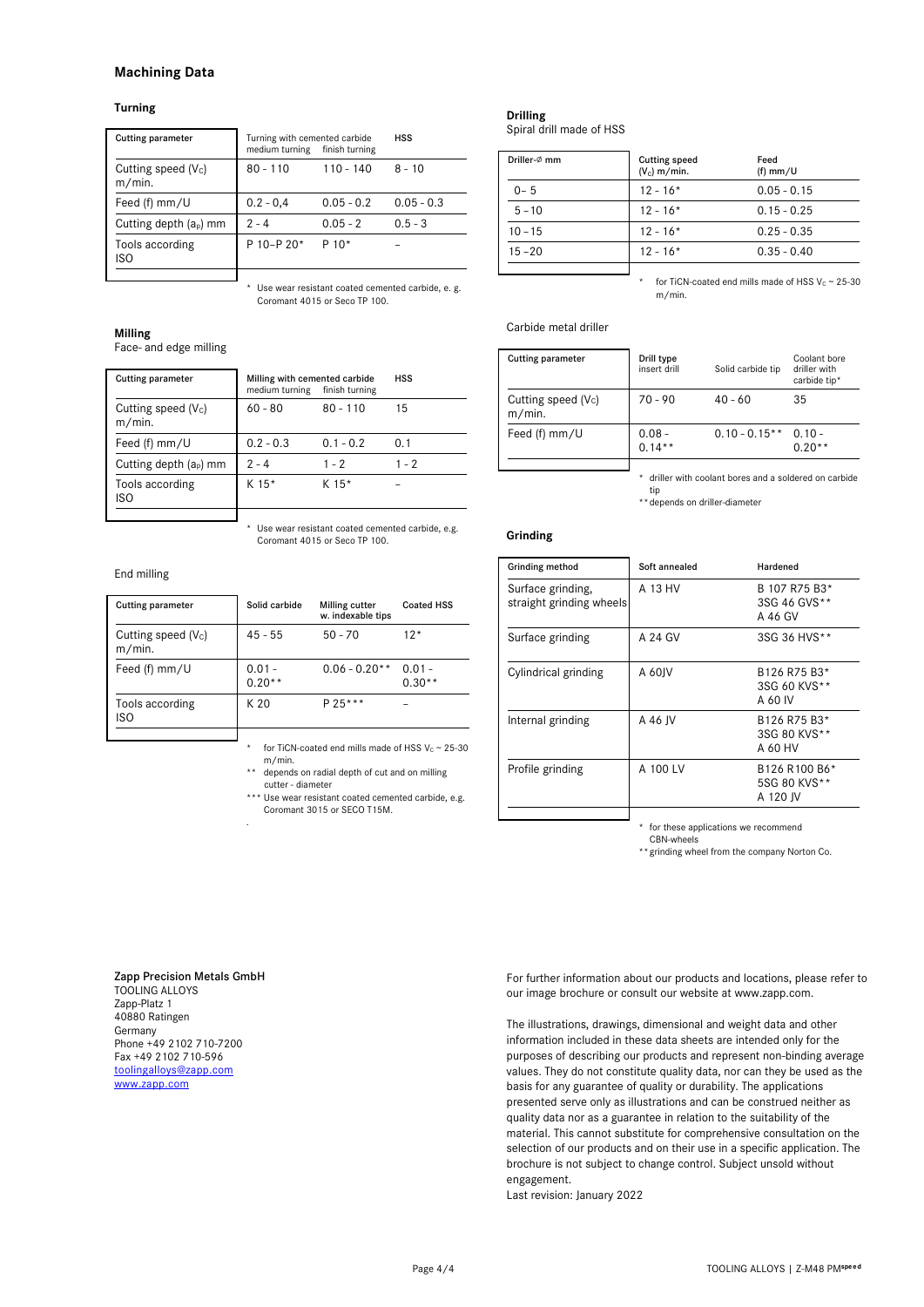## Machining Data

### Turning

| Cutting parameter | Turning with cemented carbide medium turning | finish turning | HSS |
|---|---|---|---|
| Cutting speed ($V_C$) m/min. | 80 - 110 | 110 - 140 | 8 - 10 |
| Feed (f) mm/U | 0.2 - 0,4 | 0.05 - 0.2 | 0.05 - 0.3 |
| Cutting depth ($a_p$) mm | 2 - 4 | 0.05 - 2 | 0.5 - 3 |
| Tools according ISO | P 10–P 20* | P 10* | – |

\* Use wear resistant coated cemented carbide, e. g. Coromant 4015 or Seco TP 100.

### Milling

Face- and edge milling

| Cutting parameter | Milling with cemented carbide medium turning | finish turning | HSS |
|---|---|---|---|
| Cutting speed ($V_C$) m/min. | 60 - 80 | 80 - 110 | 15 |
| Feed (f) mm/U | 0.2 - 0.3 | 0.1 - 0.2 | 0.1 |
| Cutting depth ($a_p$) mm | 2 - 4 | 1 - 2 | 1 - 2 |
| Tools according ISO | K 15* | K 15* | – |

\* Use wear resistant coated cemented carbide, e.g. Coromant 4015 or Seco TP 100.

End milling

| Cutting parameter | Solid carbide | Milling cutter w. indexable tips | Coated HSS |
|---|---|---|---|
| Cutting speed ($V_C$) m/min. | 45 - 55 | 50 - 70 | 12* |
| Feed (f) mm/U | 0.01 - 0.20** | 0.06 - 0.20** | 0.01 - 0.30** |
| Tools according ISO | K 20 | P 25*** | – |

\* for TiCN-coated end mills made of HSS $V_C$ ~ 25-30 m/min.
\*\* depends on radial depth of cut and on milling cutter - diameter
\*\*\* Use wear resistant coated cemented carbide, e.g. Coromant 3015 or SECO T15M.

### Drilling

Spiral drill made of HSS

| Driller-⌀ mm | Cutting speed ($V_C$) m/min. | Feed (f) mm/U |
|---|---|---|
| 0– 5 | 12 - 16* | 0.05 - 0.15 |
| 5 – 10 | 12 - 16* | 0.15 - 0.25 |
| 10 – 15 | 12 - 16* | 0.25 - 0.35 |
| 15 –20 | 12 - 16* | 0.35 - 0.40 |

\* for TiCN-coated end mills made of HSS $V_C$ ~ 25-30 m/min.

Carbide metal driller

| Cutting parameter | Drill type insert drill | Solid carbide tip | Coolant bore driller with carbide tip* |
|---|---|---|---|
| Cutting speed ($V_C$) m/min. | 70 - 90 | 40 - 60 | 35 |
| Feed (f) mm/U | 0.08 - 0.14** | 0.10 - 0.15** | 0.10 - 0.20** |

\* driller with coolant bores and a soldered on carbide tip
\*\* depends on driller-diameter

### Grinding

| Grinding method | Soft annealed | Hardened |
|---|---|---|
| Surface grinding, straight grinding wheels | A 13 HV | B 107 R75 B3*<br>3SG 46 GVS**<br>A 46 GV |
| Surface grinding | A 24 GV | 3SG 36 HVS** |
| Cylindrical grinding | A 60JV | B126 R75 B3*<br>3SG 60 KVS**<br>A 60 IV |
| Internal grinding | A 46 JV | B126 R75 B3*<br>3SG 80 KVS**<br>A 60 HV |
| Profile grinding | A 100 LV | B126 R100 B6*<br>5SG 80 KVS**<br>A 120 JV |

\* for these applications we recommend CBN-wheels
\*\* grinding wheel from the company Norton Co.

**Zapp Precision Metals GmbH**
TOOLING ALLOYS
Zapp-Platz 1
40880 Ratingen
Germany
Phone +49 2102 710-7200
Fax +49 2102 710-596
toolingalloys@zapp.com
www.zapp.com

For further information about our products and locations, please refer to our image brochure or consult our website at www.zapp.com.

The illustrations, drawings, dimensional and weight data and other information included in these data sheets are intended only for the purposes of describing our products and represent non-binding average values. They do not constitute quality data, nor can they be used as the basis for any guarantee of quality or durability. The applications presented serve only as illustrations and can be construed neither as quality data nor as a guarantee in relation to the suitability of the material. This cannot substitute for comprehensive consultation on the selection of our products and on their use in a specific application. The brochure is not subject to change control. Subject unsold without engagement.
Last revision: January 2022